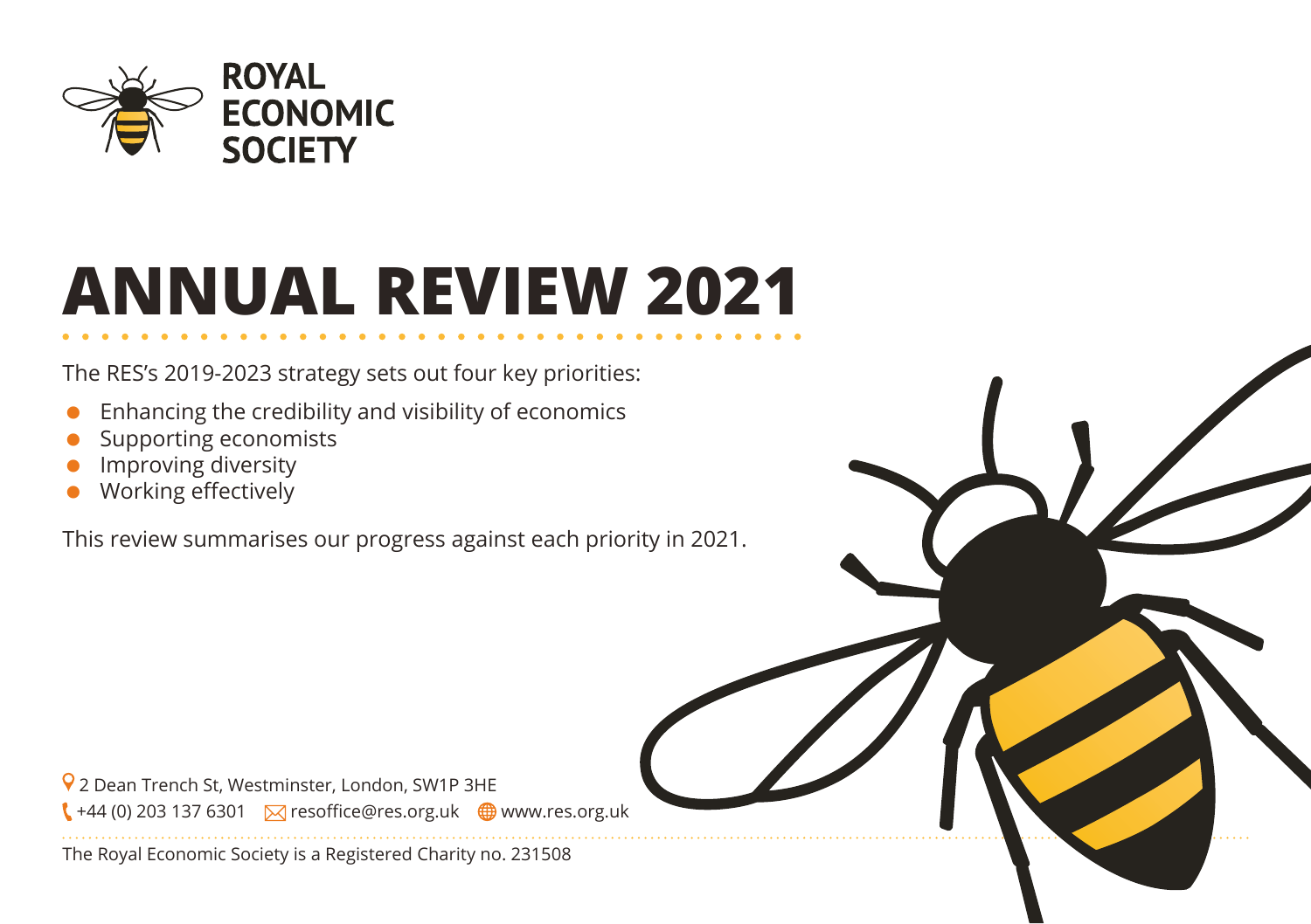ROYAL ECONOMIC SOCIETY

# ANNUAL REVIEW 2021

The RES's 2019-2023 strategy sets out four key priorities:

- Enhancing the credibility and visibility of economics
- Supporting economists
- Improving diversity
- Working effectively

This review summarises our progress against each priority in 2021.

2 Dean Trench St, Westminster, London, SW1P 3HE

+44 (0) 203 137 6301 resoffice@res.org.uk www.res.org.uk

The Royal Economic Society is a Registered Charity no. 231508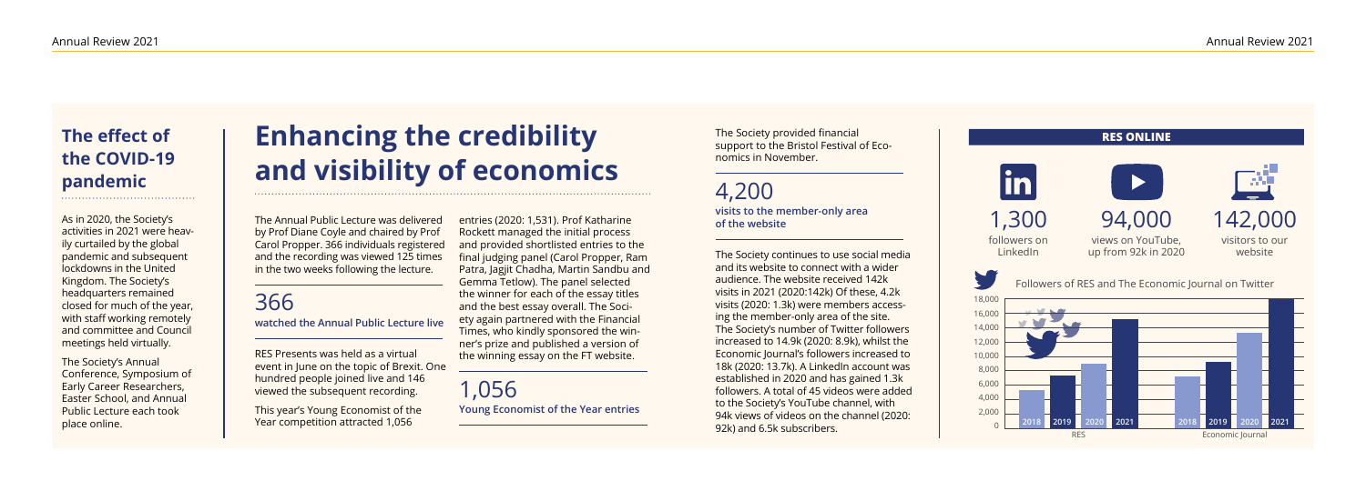## The effect of the COVID-19 pandemic

As in 2020, the Society's activities in 2021 were heavily curtailed by the global pandemic and subsequent lockdowns in the United Kingdom. The Society's headquarters remained closed for much of the year, with staff working remotely and committee and Council meetings held virtually.

The Society's Annual Conference, Symposium of Early Career Researchers, Easter School, and Annual Public Lecture each took place online.

# Enhancing the credibility and visibility of economics

The Annual Public Lecture was delivered by Prof Diane Coyle and chaired by Prof Carol Propper. 366 individuals registered and the recording was viewed 125 times in the two weeks following the lecture.

**366**
**watched the Annual Public Lecture live**

RES Presents was held as a virtual event in June on the topic of Brexit. One hundred people joined live and 146 viewed the subsequent recording.

This year's Young Economist of the Year competition attracted 1,056 entries (2020: 1,531). Prof Katharine Rockett managed the initial process and provided shortlisted entries to the final judging panel (Carol Propper, Ram Patra, Jagjit Chadha, Martin Sandbu and Gemma Tetlow). The panel selected the winner for each of the essay titles and the best essay overall. The Society again partnered with the Financial Times, who kindly sponsored the winner's prize and published a version of the winning essay on the FT website.

**1,056**
**Young Economist of the Year entries**

The Society provided financial support to the Bristol Festival of Economics in November.

**4,200**
**visits to the member-only area of the website**

The Society continues to use social media and its website to connect with a wider audience. The website received 142k visits in 2021 (2020:142k) Of these, 4.2k visits (2020: 1.3k) were members accessing the member-only area of the site. The Society's number of Twitter followers increased to 14.9k (2020: 8.9k), whilst the Economic Journal's followers increased to 18k (2020: 13.7k). A LinkedIn account was established in 2020 and has gained 1.3k followers. A total of 45 videos were added to the Society's YouTube channel, with 94k views of videos on the channel (2020: 92k) and 6.5k subscribers.

### RES ONLINE

**1,300** followers on LinkedIn

**94,000** views on YouTube, up from 92k in 2020

**142,000** visitors to our website

Followers of RES and The Economic Journal on Twitter

| | 2018 | 2019 | 2020 | 2021 |
|---|---|---|---|---|
| RES | ~5,000 | ~7,300 | ~8,900 | ~14,900 |
| Economic Journal | ~7,200 | ~9,000 | ~13,700 | ~18,000 |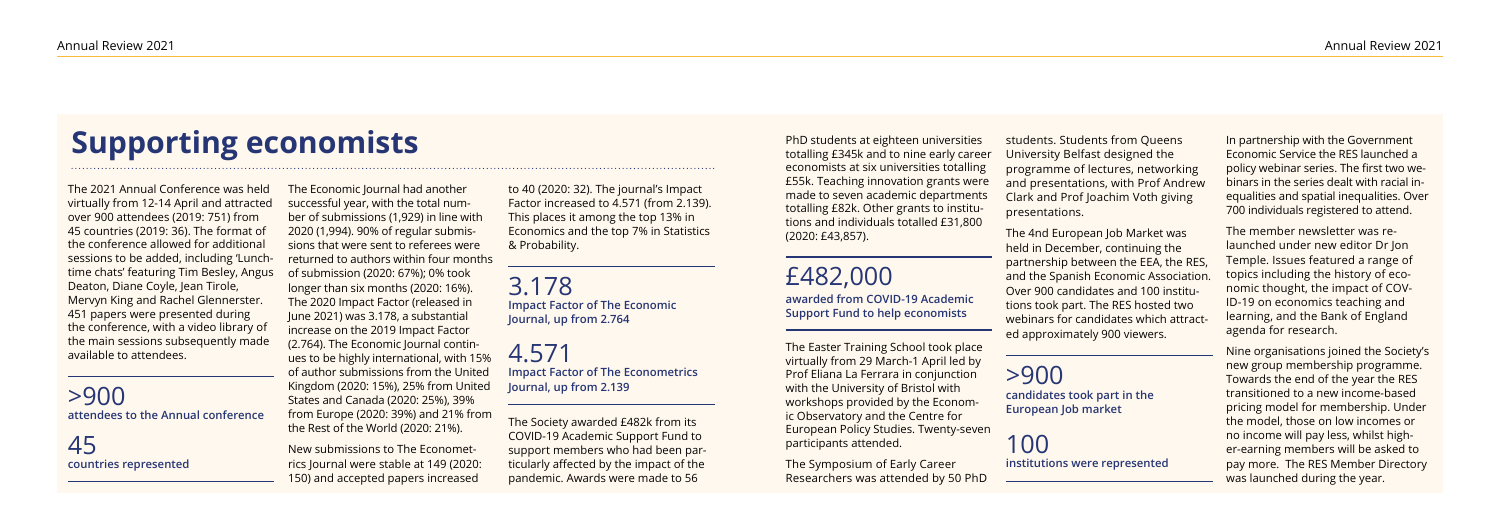# Supporting economists

The 2021 Annual Conference was held virtually from 12-14 April and attracted over 900 attendees (2019: 751) from 45 countries (2019: 36). The format of the conference allowed for additional sessions to be added, including 'Lunch-time chats' featuring Tim Besley, Angus Deaton, Diane Coyle, Jean Tirole, Mervyn King and Rachel Glennerster. 451 papers were presented during the conference, with a video library of the main sessions subsequently made available to attendees.

>900
**attendees to the Annual conference**

45
**countries represented**

The Economic Journal had another successful year, with the total number of submissions (1,929) in line with 2020 (1,994). 90% of regular submissions that were sent to referees were returned to authors within four months of submission (2020: 67%); 0% took longer than six months (2020: 16%). The 2020 Impact Factor (released in June 2021) was 3.178, a substantial increase on the 2019 Impact Factor (2.764). The Economic Journal continues to be highly international, with 15% of author submissions from the United Kingdom (2020: 15%), 25% from United States and Canada (2020: 25%), 39% from Europe (2020: 39%) and 21% from the Rest of the World (2020: 21%).

New submissions to The Econometrics Journal were stable at 149 (2020: 150) and accepted papers increased to 40 (2020: 32). The journal's Impact Factor increased to 4.571 (from 2.139). This places it among the top 13% in Economics and the top 7% in Statistics & Probability.

3.178
**Impact Factor of The Economic Journal, up from 2.764**

4.571
**Impact Factor of The Econometrics Journal, up from 2.139**

The Society awarded £482k from its COVID-19 Academic Support Fund to support members who had been particularly affected by the impact of the pandemic. Awards were made to 56 PhD students at eighteen universities totalling £345k and to nine early career economists at six universities totalling £55k. Teaching innovation grants were made to seven academic departments totalling £82k. Other grants to institutions and individuals totalled £31,800 (2020: £43,857).

£482,000
**awarded from COVID-19 Academic Support Fund to help economists**

The Easter Training School took place virtually from 29 March-1 April led by Prof Eliana La Ferrara in conjunction with the University of Bristol with workshops provided by the Economic Observatory and the Centre for European Policy Studies. Twenty-seven participants attended.

The Symposium of Early Career Researchers was attended by 50 PhD students. Students from Queens University Belfast designed the programme of lectures, networking and presentations, with Prof Andrew Clark and Prof Joachim Voth giving presentations.

The 4nd European Job Market was held in December, continuing the partnership between the EEA, the RES, and the Spanish Economic Association. Over 900 candidates and 100 institutions took part. The RES hosted two webinars for candidates which attracted approximately 900 viewers.

>900
**candidates took part in the European Job market**

100
**institutions were represented**

In partnership with the Government Economic Service the RES launched a policy webinar series. The first two webinars in the series dealt with racial inequalities and spatial inequalities. Over 700 individuals registered to attend.

The member newsletter was relaunched under new editor Dr Jon Temple. Issues featured a range of topics including the history of economic thought, the impact of COVID-19 on economics teaching and learning, and the Bank of England agenda for research.

Nine organisations joined the Society's new group membership programme. Towards the end of the year the RES transitioned to a new income-based pricing model for membership. Under the model, those on low incomes or no income will pay less, whilst higher-earning members will be asked to pay more. The RES Member Directory was launched during the year.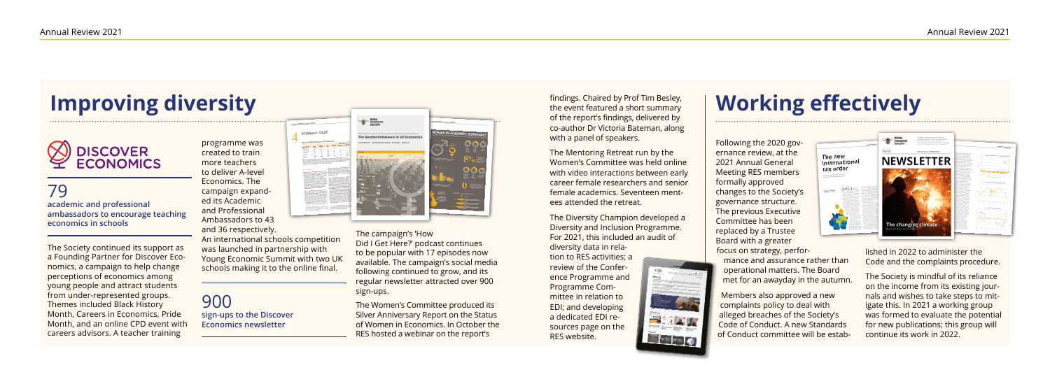# Improving diversity

DISCOVER ECONOMICS

79
**academic and professional ambassadors to encourage teaching economics in schools**

The Society continued its support as a Founding Partner for Discover Economics, a campaign to help change perceptions of economics among young people and attract students from under-represented groups. Themes included Black History Month, Careers in Economics, Pride Month, and an online CPD event with careers advisors. A teacher training programme was created to train more teachers to deliver A-level Economics. The campaign expanded its Academic and Professional Ambassadors to 43 and 36 respectively. An international schools competition was launched in partnership with Young Economic Summit with two UK schools making it to the online final.

900
**sign-ups to the Discover Economics newsletter**

The campaign's 'How Did I Get Here?' podcast continues to be popular with 17 episodes now available. The campaign's social media following continued to grow, and its regular newsletter attracted over 900 sign-ups.

The Women's Committee produced its Silver Anniversary Report on the Status of Women in Economics. In October the RES hosted a webinar on the report's findings. Chaired by Prof Tim Besley, the event featured a short summary of the report's findings, delivered by co-author Dr Victoria Bateman, along with a panel of speakers.

The Mentoring Retreat run by the Women's Committee was held online with video interactions between early career female researchers and senior female academics. Seventeen mentees attended the retreat.

The Diversity Champion developed a Diversity and Inclusion Programme. For 2021, this included an audit of diversity data in relation to RES activities; a review of the Conference Programme and Programme Committee in relation to EDI; and developing a dedicated EDI resources page on the RES website.

# Working effectively

Following the 2020 governance review, at the 2021 Annual General Meeting RES members formally approved changes to the Society's governance structure. The previous Executive Committee has been replaced by a Trustee Board with a greater focus on strategy, performance and assurance rather than operational matters. The Board met for an awayday in the autumn.

Members also approved a new complaints policy to deal with alleged breaches of the Society's Code of Conduct. A new Standards of Conduct committee will be established in 2022 to administer the Code and the complaints procedure.

The Society is mindful of its reliance on the income from its existing journals and wishes to take steps to mitigate this. In 2021 a working group was formed to evaluate the potential for new publications; this group will continue its work in 2022.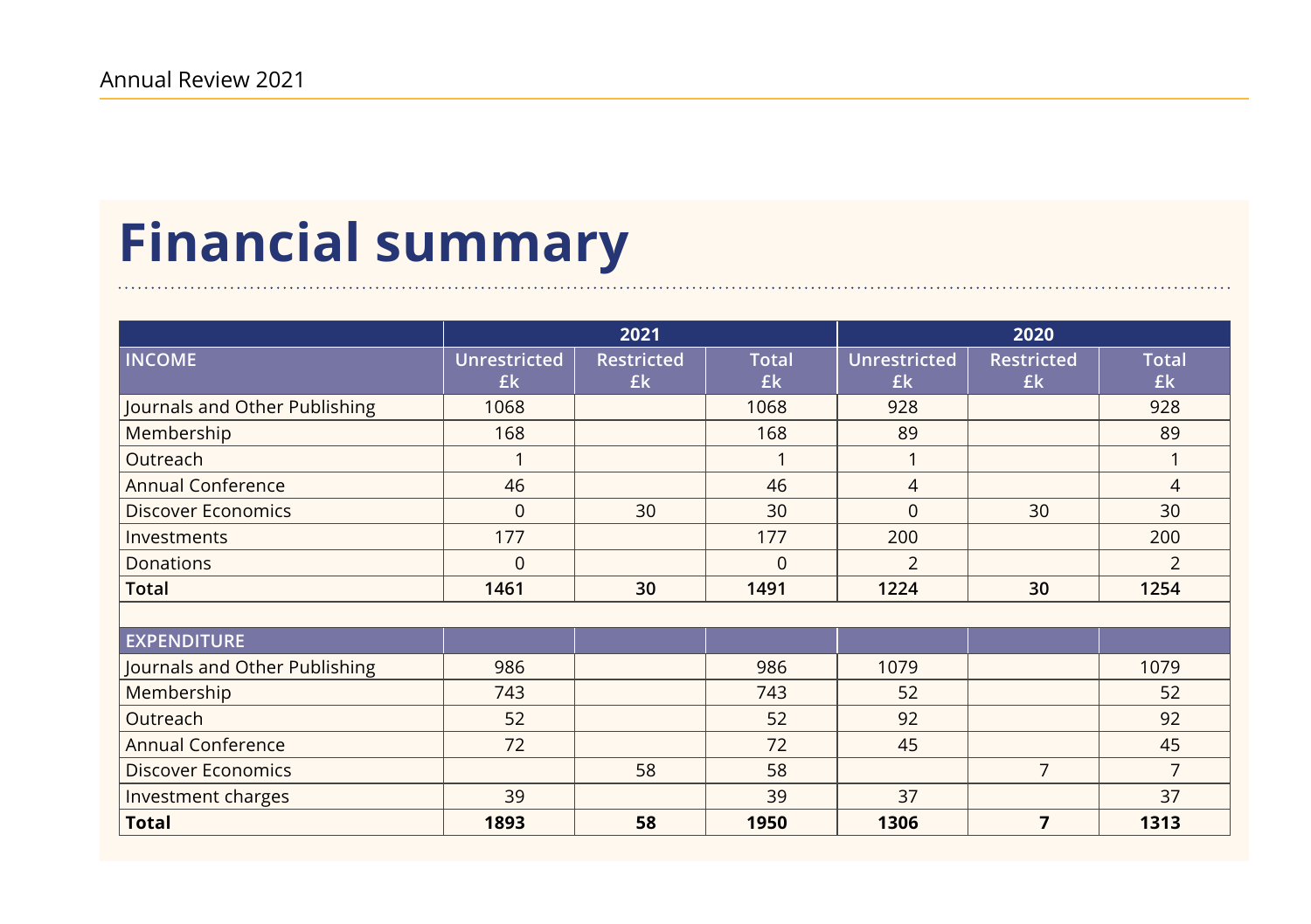# Financial summary

| | 2021 | | | 2020 | | |
|---|---|---|---|---|---|---|
| **INCOME** | Unrestricted £k | Restricted £k | Total £k | Unrestricted £k | Restricted £k | Total £k |
| Journals and Other Publishing | 1068 | | 1068 | 928 | | 928 |
| Membership | 168 | | 168 | 89 | | 89 |
| Outreach | 1 | | 1 | 1 | | 1 |
| Annual Conference | 46 | | 46 | 4 | | 4 |
| Discover Economics | 0 | 30 | 30 | 0 | 30 | 30 |
| Investments | 177 | | 177 | 200 | | 200 |
| Donations | 0 | | 0 | 2 | | 2 |
| **Total** | **1461** | **30** | **1491** | **1224** | **30** | **1254** |
| | | | | | | |
| **EXPENDITURE** | | | | | | |
| Journals and Other Publishing | 986 | | 986 | 1079 | | 1079 |
| Membership | 743 | | 743 | 52 | | 52 |
| Outreach | 52 | | 52 | 92 | | 92 |
| Annual Conference | 72 | | 72 | 45 | | 45 |
| Discover Economics | | 58 | 58 | | 7 | 7 |
| Investment charges | 39 | | 39 | 37 | | 37 |
| **Total** | **1893** | **58** | **1950** | **1306** | **7** | **1313** |